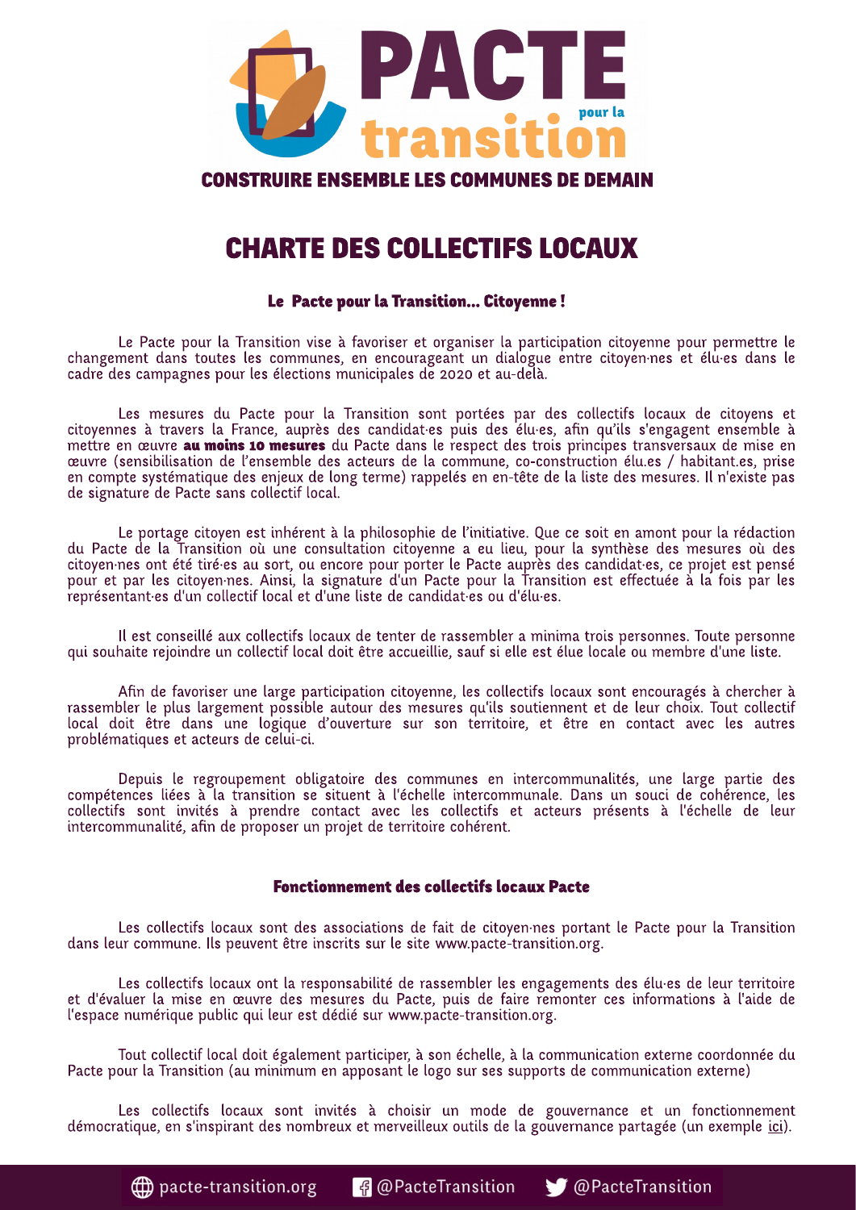# PACTE pour la transition

**CONSTRUIRE ENSEMBLE LES COMMUNES DE DEMAIN**

# CHARTE DES COLLECTIFS LOCAUX

### Le Pacte pour la Transition… Citoyenne !

Le Pacte pour la Transition vise à favoriser et organiser la participation citoyenne pour permettre le changement dans toutes les communes, en encourageant un dialogue entre citoyen·nes et élu·es dans le cadre des campagnes pour les élections municipales de 2020 et au-delà.

Les mesures du Pacte pour la Transition sont portées par des collectifs locaux de citoyens et citoyennes à travers la France, auprès des candidat·es puis des élu·es, afin qu'ils s'engagent ensemble à mettre en œuvre **au moins 10 mesures** du Pacte dans le respect des trois principes transversaux de mise en œuvre (sensibilisation de l'ensemble des acteurs de la commune, co-construction élu.es / habitant.es, prise en compte systématique des enjeux de long terme) rappelés en en-tête de la liste des mesures. Il n'existe pas de signature de Pacte sans collectif local.

Le portage citoyen est inhérent à la philosophie de l'initiative. Que ce soit en amont pour la rédaction du Pacte de la Transition où une consultation citoyenne a eu lieu, pour la synthèse des mesures où des citoyen·nes ont été tiré·es au sort, ou encore pour porter le Pacte auprès des candidat·es, ce projet est pensé pour et par les citoyen·nes. Ainsi, la signature d'un Pacte pour la Transition est effectuée à la fois par les représentant·es d'un collectif local et d'une liste de candidat·es ou d'élu·es.

Il est conseillé aux collectifs locaux de tenter de rassembler a minima trois personnes. Toute personne qui souhaite rejoindre un collectif local doit être accueillie, sauf si elle est élue locale ou membre d'une liste.

Afin de favoriser une large participation citoyenne, les collectifs locaux sont encouragés à chercher à rassembler le plus largement possible autour des mesures qu'ils soutiennent et de leur choix. Tout collectif local doit être dans une logique d'ouverture sur son territoire, et être en contact avec les autres problématiques et acteurs de celui-ci.

Depuis le regroupement obligatoire des communes en intercommunalités, une large partie des compétences liées à la transition se situent à l'échelle intercommunale. Dans un souci de cohérence, les collectifs sont invités à prendre contact avec les collectifs et acteurs présents à l'échelle de leur intercommunalité, afin de proposer un projet de territoire cohérent.

### Fonctionnement des collectifs locaux Pacte

Les collectifs locaux sont des associations de fait de citoyen·nes portant le Pacte pour la Transition dans leur commune. Ils peuvent être inscrits sur le site www.pacte-transition.org.

Les collectifs locaux ont la responsabilité de rassembler les engagements des élu·es de leur territoire et d'évaluer la mise en œuvre des mesures du Pacte, puis de faire remonter ces informations à l'aide de l'espace numérique public qui leur est dédié sur www.pacte-transition.org.

Tout collectif local doit également participer, à son échelle, à la communication externe coordonnée du Pacte pour la Transition (au minimum en apposant le logo sur ses supports de communication externe)

Les collectifs locaux sont invités à choisir un mode de gouvernance et un fonctionnement démocratique, en s'inspirant des nombreux et merveilleux outils de la gouvernance partagée (un exemple ici).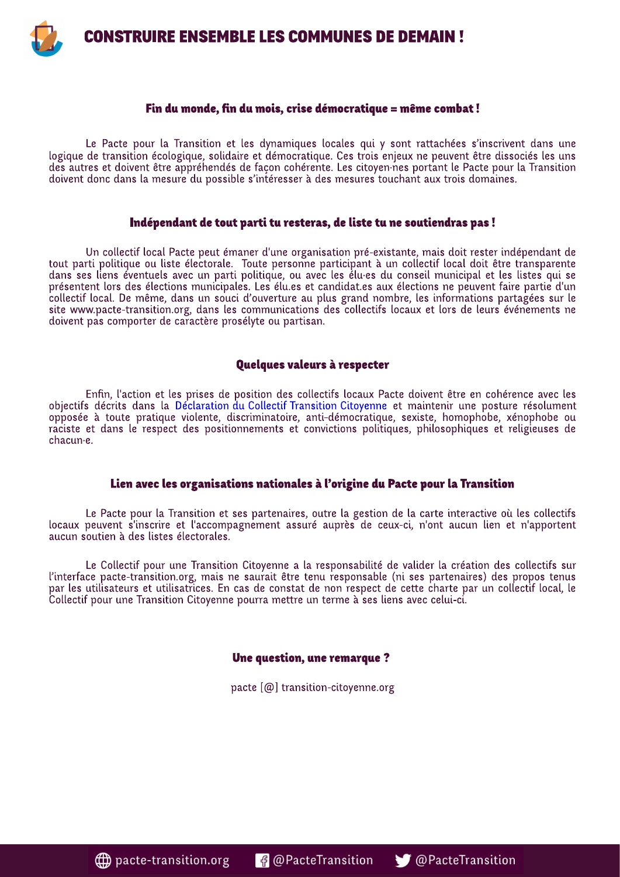# CONSTRUIRE ENSEMBLE LES COMMUNES DE DEMAIN !

### Fin du monde, fin du mois, crise démocratique = même combat !

Le Pacte pour la Transition et les dynamiques locales qui y sont rattachées s'inscrivent dans une logique de transition écologique, solidaire et démocratique. Ces trois enjeux ne peuvent être dissociés les uns des autres et doivent être appréhendés de façon cohérente. Les citoyen·nes portant le Pacte pour la Transition doivent donc dans la mesure du possible s'intéresser à des mesures touchant aux trois domaines.

### Indépendant de tout parti tu resteras, de liste tu ne soutiendras pas !

Un collectif local Pacte peut émaner d'une organisation pré-existante, mais doit rester indépendant de tout parti politique ou liste électorale. Toute personne participant à un collectif local doit être transparente dans ses liens éventuels avec un parti politique, ou avec les élu·es du conseil municipal et les listes qui se présentent lors des élections municipales. Les élu.es et candidat.es aux élections ne peuvent faire partie d'un collectif local. De même, dans un souci d'ouverture au plus grand nombre, les informations partagées sur le site www.pacte-transition.org, dans les communications des collectifs locaux et lors de leurs événements ne doivent pas comporter de caractère prosélyte ou partisan.

### Quelques valeurs à respecter

Enfin, l'action et les prises de position des collectifs locaux Pacte doivent être en cohérence avec les objectifs décrits dans la Déclaration du Collectif Transition Citoyenne et maintenir une posture résolument opposée à toute pratique violente, discriminatoire, anti-démocratique, sexiste, homophobe, xénophobe ou raciste et dans le respect des positionnements et convictions politiques, philosophiques et religieuses de chacun·e.

### Lien avec les organisations nationales à l'origine du Pacte pour la Transition

Le Pacte pour la Transition et ses partenaires, outre la gestion de la carte interactive où les collectifs locaux peuvent s'inscrire et l'accompagnement assuré auprès de ceux-ci, n'ont aucun lien et n'apportent aucun soutien à des listes électorales.

Le Collectif pour une Transition Citoyenne a la responsabilité de valider la création des collectifs sur l'interface pacte-transition.org, mais ne saurait être tenu responsable (ni ses partenaires) des propos tenus par les utilisateurs et utilisatrices. En cas de constat de non respect de cette charte par un collectif local, le Collectif pour une Transition Citoyenne pourra mettre un terme à ses liens avec celui-ci.

### Une question, une remarque ?

pacte [@] transition-citoyenne.org

pacte-transition.org @PacteTransition @PacteTransition